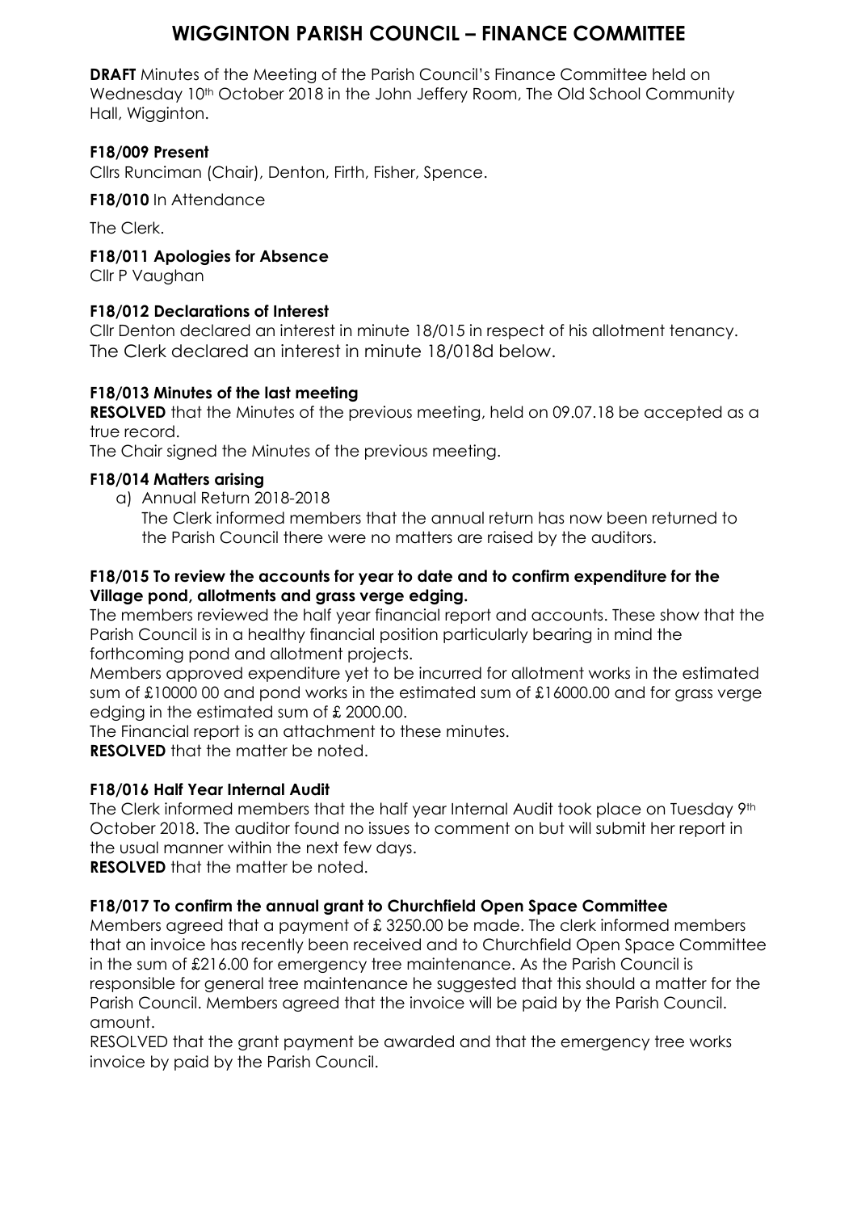# WIGGINTON PARISH COUNCIL – FINANCE COMMITTEE

**DRAFT** Minutes of the Meeting of the Parish Council's Finance Committee held on Wednesday 10th October 2018 in the John Jeffery Room, The Old School Community Hall, Wigginton.

**F18/009 Present**

Cllrs Runciman (Chair), Denton, Firth, Fisher, Spence.

**F18/010** In Attendance

The Clerk.

**F18/011 Apologies for Absence**

Cllr P Vaughan

**F18/012 Declarations of Interest**

Cllr Denton declared an interest in minute 18/015 in respect of his allotment tenancy.
The Clerk declared an interest in minute 18/018d below.

**F18/013 Minutes of the last meeting**

**RESOLVED** that the Minutes of the previous meeting, held on 09.07.18 be accepted as a true record.

The Chair signed the Minutes of the previous meeting.

**F18/014 Matters arising**

a) Annual Return 2018-2018
   The Clerk informed members that the annual return has now been returned to the Parish Council there were no matters are raised by the auditors.

**F18/015 To review the accounts for year to date and to confirm expenditure for the Village pond, allotments and grass verge edging.**

The members reviewed the half year financial report and accounts. These show that the Parish Council is in a healthy financial position particularly bearing in mind the forthcoming pond and allotment projects.

Members approved expenditure yet to be incurred for allotment works in the estimated sum of £10000 00 and pond works in the estimated sum of £16000.00 and for grass verge edging in the estimated sum of £ 2000.00.

The Financial report is an attachment to these minutes.

**RESOLVED** that the matter be noted.

**F18/016 Half Year Internal Audit**

The Clerk informed members that the half year Internal Audit took place on Tuesday 9th October 2018. The auditor found no issues to comment on but will submit her report in the usual manner within the next few days.

**RESOLVED** that the matter be noted.

**F18/017 To confirm the annual grant to Churchfield Open Space Committee**

Members agreed that a payment of £ 3250.00 be made. The clerk informed members that an invoice has recently been received and to Churchfield Open Space Committee in the sum of £216.00 for emergency tree maintenance. As the Parish Council is responsible for general tree maintenance he suggested that this should a matter for the Parish Council. Members agreed that the invoice will be paid by the Parish Council. amount.

RESOLVED that the grant payment be awarded and that the emergency tree works invoice by paid by the Parish Council.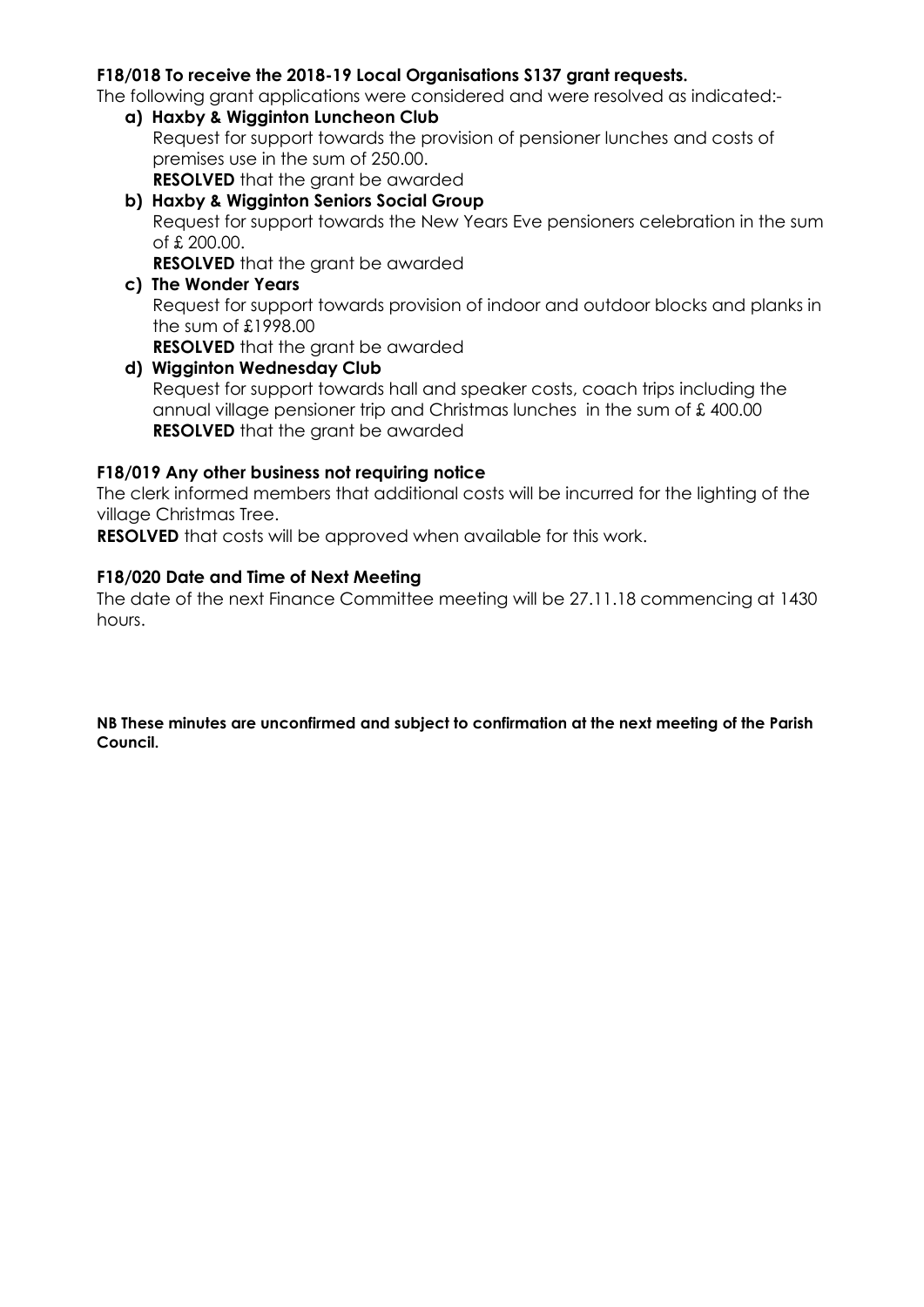**F18/018 To receive the 2018-19 Local Organisations S137 grant requests.**

The following grant applications were considered and were resolved as indicated:-

**a) Haxby & Wigginton Luncheon Club**

Request for support towards the provision of pensioner lunches and costs of premises use in the sum of 250.00.

**RESOLVED** that the grant be awarded

**b) Haxby & Wigginton Seniors Social Group**

Request for support towards the New Years Eve pensioners celebration in the sum of £ 200.00.

**RESOLVED** that the grant be awarded

**c) The Wonder Years**

Request for support towards provision of indoor and outdoor blocks and planks in the sum of £1998.00

**RESOLVED** that the grant be awarded

**d) Wigginton Wednesday Club**

Request for support towards hall and speaker costs, coach trips including the annual village pensioner trip and Christmas lunches in the sum of £ 400.00

**RESOLVED** that the grant be awarded

**F18/019 Any other business not requiring notice**

The clerk informed members that additional costs will be incurred for the lighting of the village Christmas Tree.

**RESOLVED** that costs will be approved when available for this work.

**F18/020 Date and Time of Next Meeting**

The date of the next Finance Committee meeting will be 27.11.18 commencing at 1430 hours.

**NB These minutes are unconfirmed and subject to confirmation at the next meeting of the Parish Council.**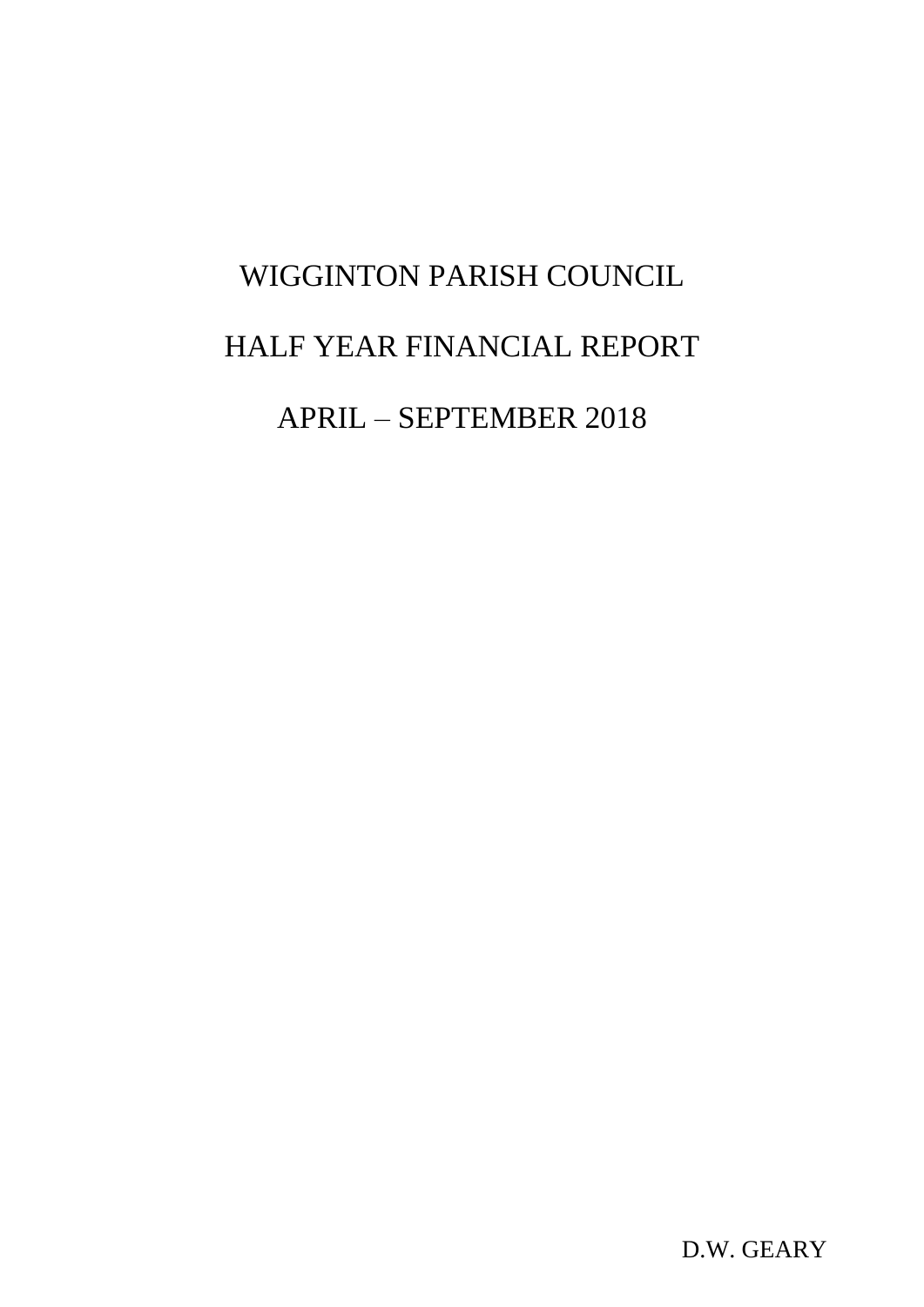# WIGGINTON PARISH COUNCIL

# HALF YEAR FINANCIAL REPORT

# APRIL – SEPTEMBER 2018

D.W. GEARY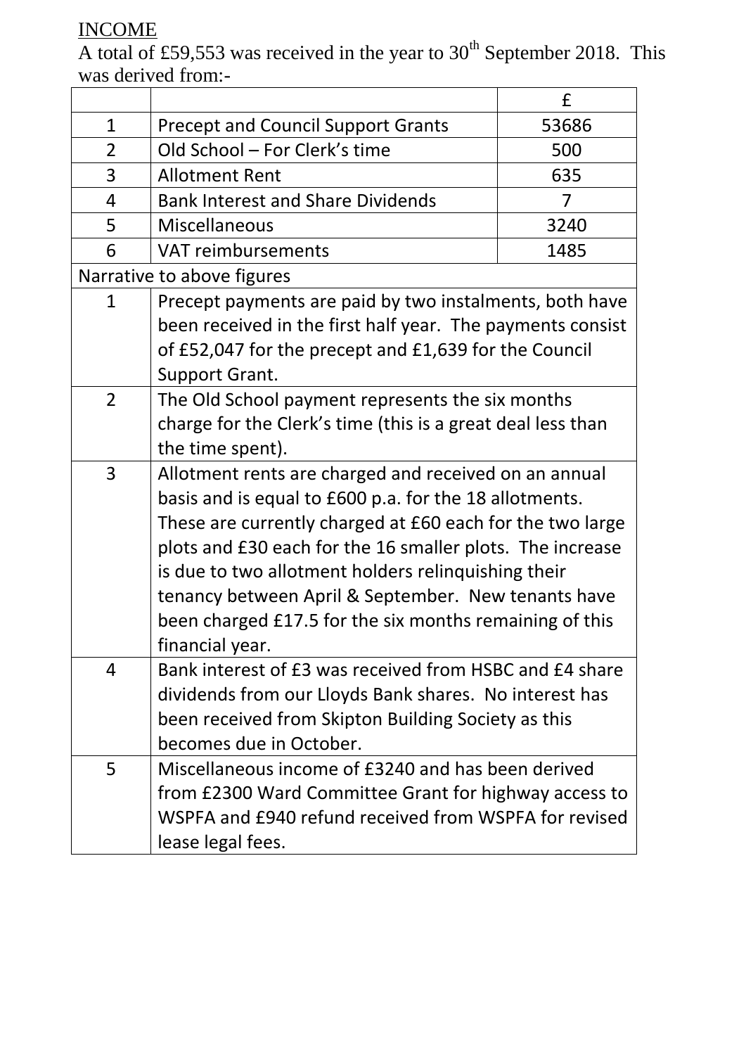INCOME

A total of £59,553 was received in the year to 30th September 2018. This was derived from:-

| | | £ |
|---|---|---|
| 1 | Precept and Council Support Grants | 53686 |
| 2 | Old School – For Clerk's time | 500 |
| 3 | Allotment Rent | 635 |
| 4 | Bank Interest and Share Dividends | 7 |
| 5 | Miscellaneous | 3240 |
| 6 | VAT reimbursements | 1485 |
| Narrative to above figures | | |
| 1 | Precept payments are paid by two instalments, both have been received in the first half year. The payments consist of £52,047 for the precept and £1,639 for the Council Support Grant. | |
| 2 | The Old School payment represents the six months charge for the Clerk's time (this is a great deal less than the time spent). | |
| 3 | Allotment rents are charged and received on an annual basis and is equal to £600 p.a. for the 18 allotments. These are currently charged at £60 each for the two large plots and £30 each for the 16 smaller plots. The increase is due to two allotment holders relinquishing their tenancy between April & September. New tenants have been charged £17.5 for the six months remaining of this financial year. | |
| 4 | Bank interest of £3 was received from HSBC and £4 share dividends from our Lloyds Bank shares. No interest has been received from Skipton Building Society as this becomes due in October. | |
| 5 | Miscellaneous income of £3240 and has been derived from £2300 Ward Committee Grant for highway access to WSPFA and £940 refund received from WSPFA for revised lease legal fees. | |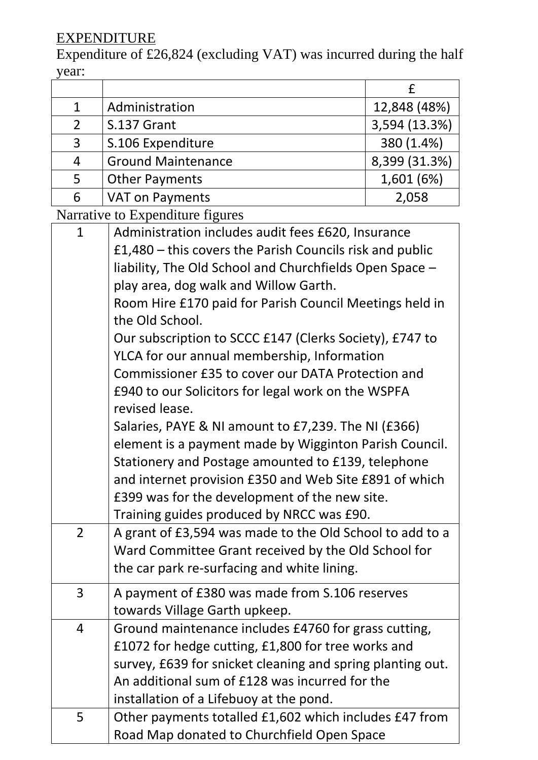## EXPENDITURE

Expenditure of £26,824 (excluding VAT) was incurred during the half year:

| | | £ |
|---|---|---|
| 1 | Administration | 12,848 (48%) |
| 2 | S.137 Grant | 3,594 (13.3%) |
| 3 | S.106 Expenditure | 380 (1.4%) |
| 4 | Ground Maintenance | 8,399 (31.3%) |
| 5 | Other Payments | 1,601 (6%) |
| 6 | VAT on Payments | 2,058 |

Narrative to Expenditure figures

| | |
|---|---|
| 1 | Administration includes audit fees £620, Insurance £1,480 – this covers the Parish Councils risk and public liability, The Old School and Churchfields Open Space – play area, dog walk and Willow Garth.<br>Room Hire £170 paid for Parish Council Meetings held in the Old School.<br>Our subscription to SCCC £147 (Clerks Society), £747 to YLCA for our annual membership, Information Commissioner £35 to cover our DATA Protection and £940 to our Solicitors for legal work on the WSPFA revised lease.<br>Salaries, PAYE & NI amount to £7,239. The NI (£366) element is a payment made by Wigginton Parish Council.<br>Stationery and Postage amounted to £139, telephone and internet provision £350 and Web Site £891 of which £399 was for the development of the new site.<br>Training guides produced by NRCC was £90. |
| 2 | A grant of £3,594 was made to the Old School to add to a Ward Committee Grant received by the Old School for the car park re-surfacing and white lining. |
| 3 | A payment of £380 was made from S.106 reserves towards Village Garth upkeep. |
| 4 | Ground maintenance includes £4760 for grass cutting, £1072 for hedge cutting, £1,800 for tree works and survey, £639 for snicket cleaning and spring planting out. An additional sum of £128 was incurred for the installation of a Lifebuoy at the pond. |
| 5 | Other payments totalled £1,602 which includes £47 from Road Map donated to Churchfield Open Space |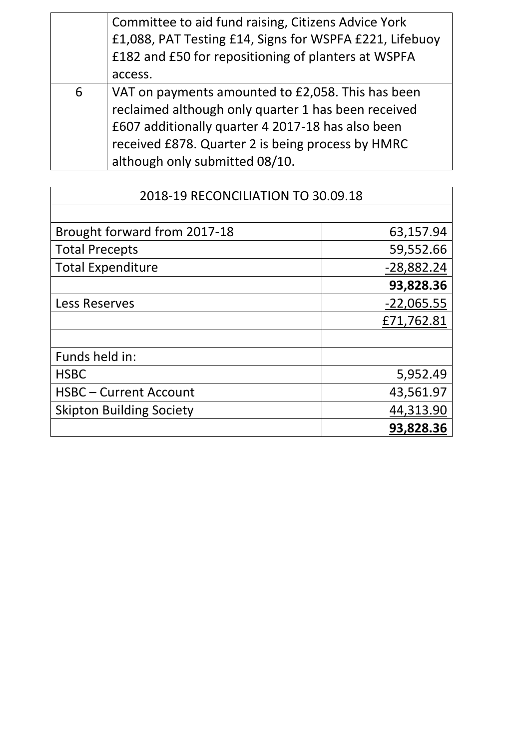|   |   |
|---|---|
|   | Committee to aid fund raising, Citizens Advice York £1,088, PAT Testing £14, Signs for WSPFA £221, Lifebuoy £182 and £50 for repositioning of planters at WSPFA access. |
| 6 | VAT on payments amounted to £2,058. This has been reclaimed although only quarter 1 has been received £607 additionally quarter 4 2017-18 has also been received £878. Quarter 2 is being process by HMRC although only submitted 08/10. |

| 2018-19 RECONCILIATION TO 30.09.18 | |
|---|---|
| | |
| Brought forward from 2017-18 | 63,157.94 |
| Total Precepts | 59,552.66 |
| Total Expenditure | -28,882.24 |
| | **93,828.36** |
| Less Reserves | -22,065.55 |
| | £71,762.81 |
| | |
| Funds held in: | |
| HSBC | 5,952.49 |
| HSBC – Current Account | 43,561.97 |
| Skipton Building Society | 44,313.90 |
| | **93,828.36** |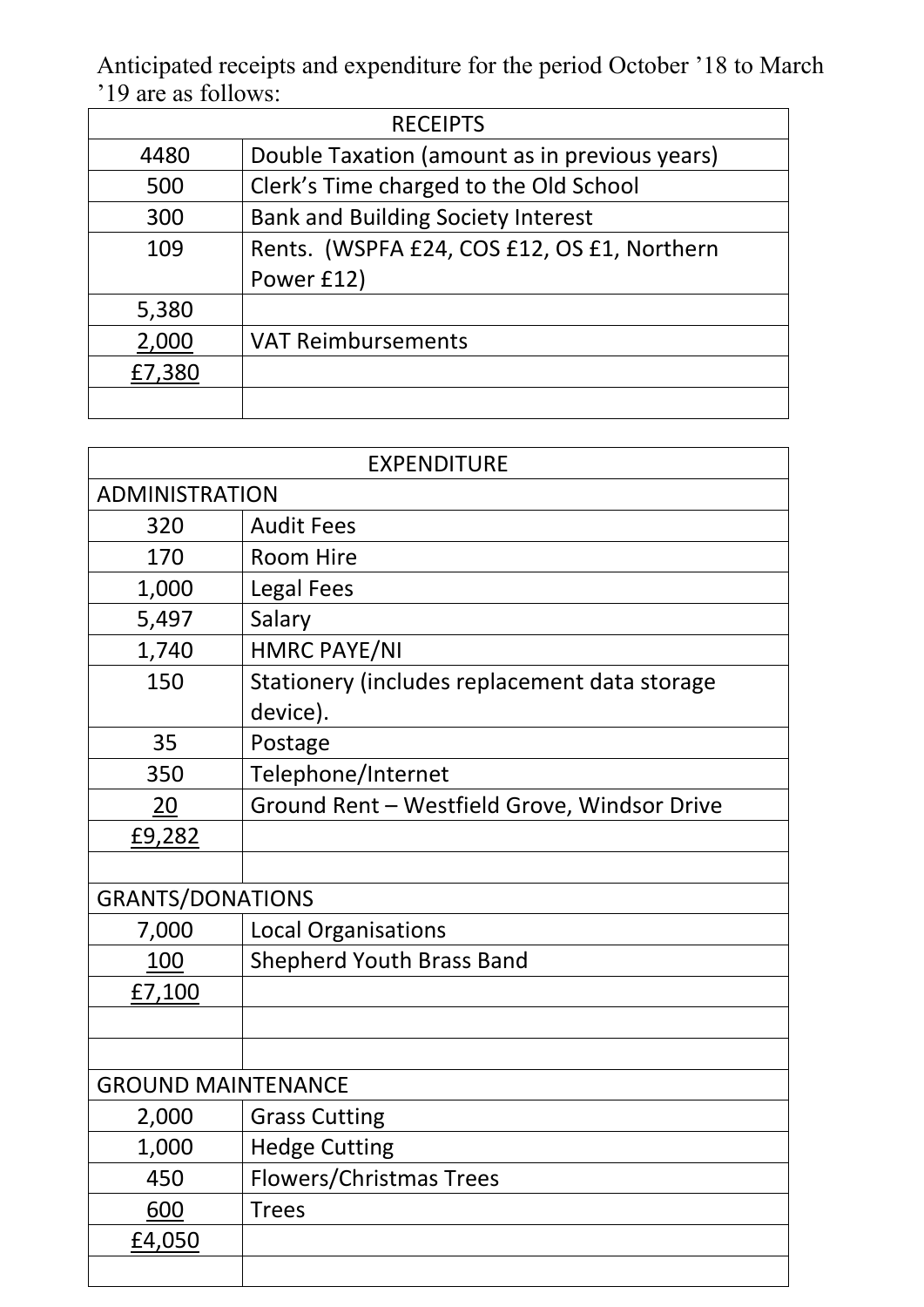Anticipated receipts and expenditure for the period October '18 to March '19 are as follows:

| RECEIPTS | |
|---|---|
| 4480 | Double Taxation (amount as in previous years) |
| 500 | Clerk's Time charged to the Old School |
| 300 | Bank and Building Society Interest |
| 109 | Rents. (WSPFA £24, COS £12, OS £1, Northern Power £12) |
| 5,380 | |
| 2,000 | VAT Reimbursements |
| £7,380 | |
| | |

| EXPENDITURE | |
|---|---|
| ADMINISTRATION | |
| 320 | Audit Fees |
| 170 | Room Hire |
| 1,000 | Legal Fees |
| 5,497 | Salary |
| 1,740 | HMRC PAYE/NI |
| 150 | Stationery (includes replacement data storage device). |
| 35 | Postage |
| 350 | Telephone/Internet |
| 20 | Ground Rent – Westfield Grove, Windsor Drive |
| £9,282 | |
| | |
| GRANTS/DONATIONS | |
| 7,000 | Local Organisations |
| 100 | Shepherd Youth Brass Band |
| £7,100 | |
| | |
| | |
| GROUND MAINTENANCE | |
| 2,000 | Grass Cutting |
| 1,000 | Hedge Cutting |
| 450 | Flowers/Christmas Trees |
| 600 | Trees |
| £4,050 | |
| | |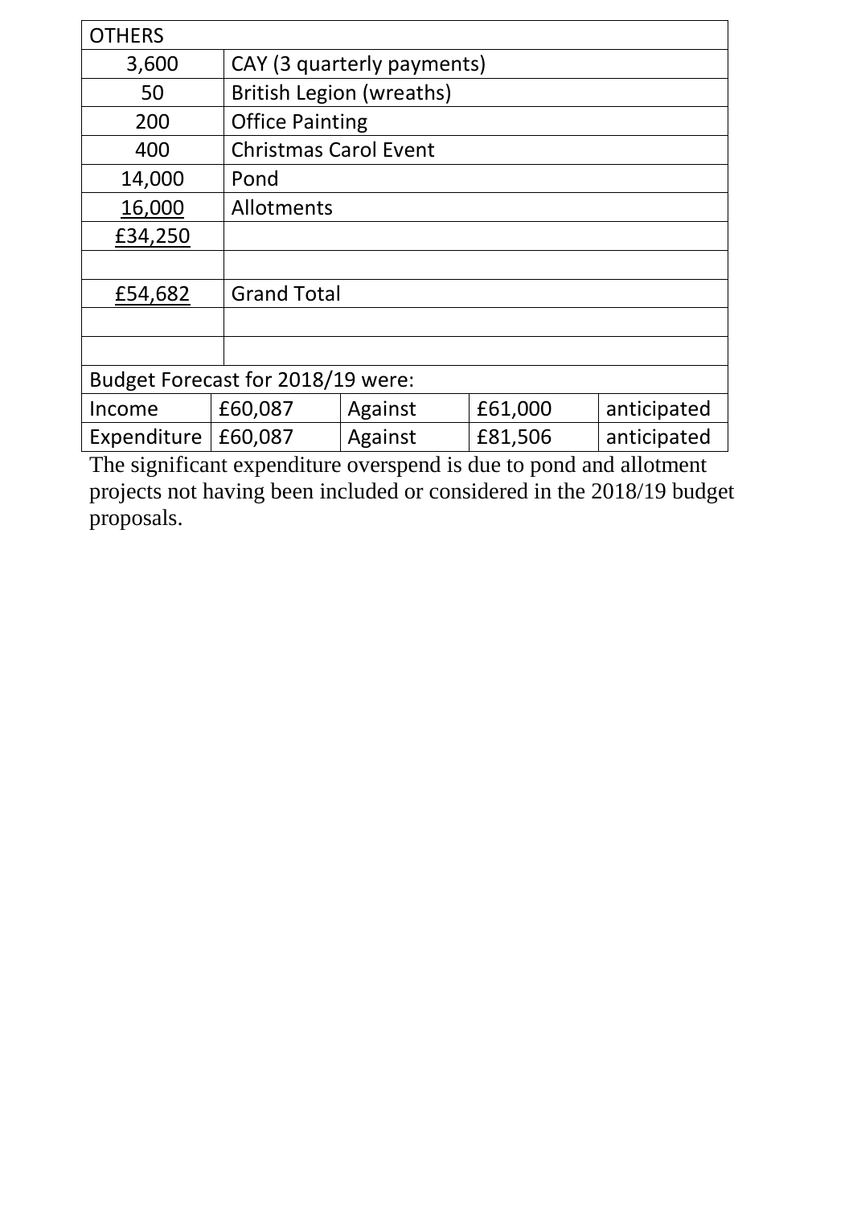| | |
|---|---|
| OTHERS | |
| 3,600 | CAY (3 quarterly payments) |
| 50 | British Legion (wreaths) |
| 200 | Office Painting |
| 400 | Christmas Carol Event |
| 14,000 | Pond |
| 16,000 | Allotments |
| £34,250 | |
| | |
| £54,682 | Grand Total |
| | |
| | |

Budget Forecast for 2018/19 were:

| | | | | |
|---|---|---|---|---|
| Income | £60,087 | Against | £61,000 | anticipated |
| Expenditure | £60,087 | Against | £81,506 | anticipated |

The significant expenditure overspend is due to pond and allotment projects not having been included or considered in the 2018/19 budget proposals.